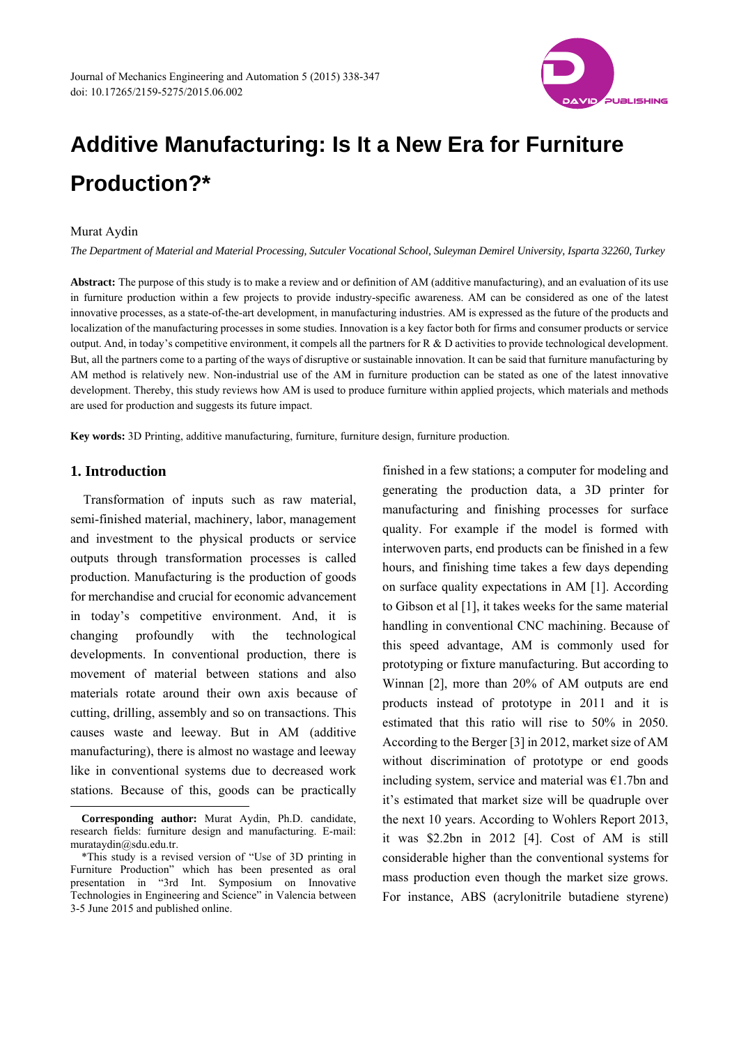# Additive Manufacturing: Is It a New Era for Furniture Production?*

Murat Aydin

*The Department of Material and Material Processing, Sutculer Vocational School, Suleyman Demirel University, Isparta 32260, Turkey*

**Abstract:** The purpose of this study is to make a review and or definition of AM (additive manufacturing), and an evaluation of its use in furniture production within a few projects to provide industry-specific awareness. AM can be considered as one of the latest innovative processes, as a state-of-the-art development, in manufacturing industries. AM is expressed as the future of the products and localization of the manufacturing processes in some studies. Innovation is a key factor both for firms and consumer products or service output. And, in today's competitive environment, it compels all the partners for R & D activities to provide technological development. But, all the partners come to a parting of the ways of disruptive or sustainable innovation. It can be said that furniture manufacturing by AM method is relatively new. Non-industrial use of the AM in furniture production can be stated as one of the latest innovative development. Thereby, this study reviews how AM is used to produce furniture within applied projects, which materials and methods are used for production and suggests its future impact.

**Key words:** 3D Printing, additive manufacturing, furniture, furniture design, furniture production.

## 1. Introduction

Transformation of inputs such as raw material, semi-finished material, machinery, labor, management and investment to the physical products or service outputs through transformation processes is called production. Manufacturing is the production of goods for merchandise and crucial for economic advancement in today's competitive environment. And, it is changing profoundly with the technological developments. In conventional production, there is movement of material between stations and also materials rotate around their own axis because of cutting, drilling, assembly and so on transactions. This causes waste and leeway. But in AM (additive manufacturing), there is almost no wastage and leeway like in conventional systems due to decreased work stations. Because of this, goods can be practically finished in a few stations; a computer for modeling and generating the production data, a 3D printer for manufacturing and finishing processes for surface quality. For example if the model is formed with interwoven parts, end products can be finished in a few hours, and finishing time takes a few days depending on surface quality expectations in AM [1]. According to Gibson et al [1], it takes weeks for the same material handling in conventional CNC machining. Because of this speed advantage, AM is commonly used for prototyping or fixture manufacturing. But according to Winnan [2], more than 20% of AM outputs are end products instead of prototype in 2011 and it is estimated that this ratio will rise to 50% in 2050. According to the Berger [3] in 2012, market size of AM without discrimination of prototype or end goods including system, service and material was €1.7bn and it's estimated that market size will be quadruple over the next 10 years. According to Wohlers Report 2013, it was $2.2bn in 2012 [4]. Cost of AM is still considerable higher than the conventional systems for mass production even though the market size grows. For instance, ABS (acrylonitrile butadiene styrene)

---

**Corresponding author:** Murat Aydin, Ph.D. candidate, research fields: furniture design and manufacturing. E-mail: murataydin@sdu.edu.tr.

*This study is a revised version of "Use of 3D printing in Furniture Production" which has been presented as oral presentation in "3rd Int. Symposium on Innovative Technologies in Engineering and Science" in Valencia between 3-5 June 2015 and published online.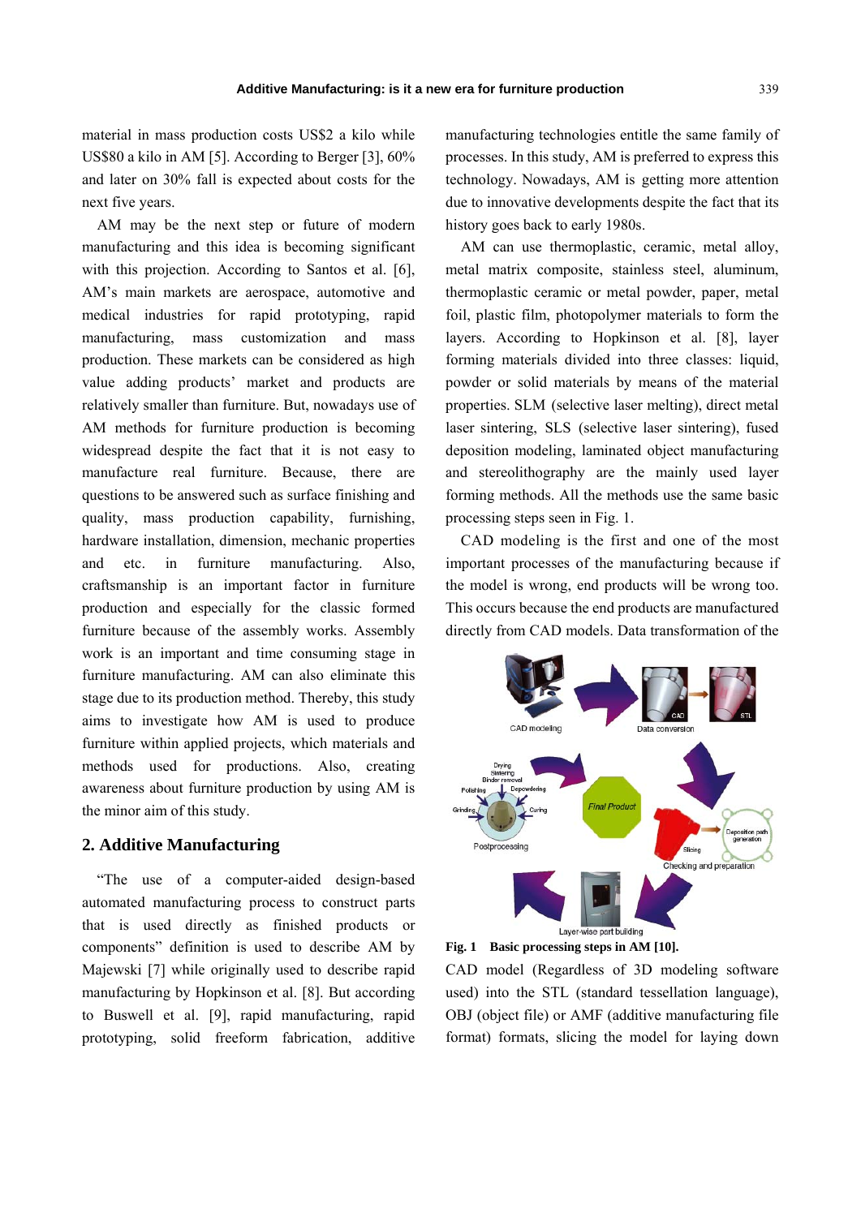material in mass production costs US$2 a kilo while US$80 a kilo in AM [5]. According to Berger [3], 60% and later on 30% fall is expected about costs for the next five years.

AM may be the next step or future of modern manufacturing and this idea is becoming significant with this projection. According to Santos et al. [6], AM's main markets are aerospace, automotive and medical industries for rapid prototyping, rapid manufacturing, mass customization and mass production. These markets can be considered as high value adding products' market and products are relatively smaller than furniture. But, nowadays use of AM methods for furniture production is becoming widespread despite the fact that it is not easy to manufacture real furniture. Because, there are questions to be answered such as surface finishing and quality, mass production capability, furnishing, hardware installation, dimension, mechanic properties and etc. in furniture manufacturing. Also, craftsmanship is an important factor in furniture production and especially for the classic formed furniture because of the assembly works. Assembly work is an important and time consuming stage in furniture manufacturing. AM can also eliminate this stage due to its production method. Thereby, this study aims to investigate how AM is used to produce furniture within applied projects, which materials and methods used for productions. Also, creating awareness about furniture production by using AM is the minor aim of this study.

## 2. Additive Manufacturing

"The use of a computer-aided design-based automated manufacturing process to construct parts that is used directly as finished products or components" definition is used to describe AM by Majewski [7] while originally used to describe rapid manufacturing by Hopkinson et al. [8]. But according to Buswell et al. [9], rapid manufacturing, rapid prototyping, solid freeform fabrication, additive manufacturing technologies entitle the same family of processes. In this study, AM is preferred to express this technology. Nowadays, AM is getting more attention due to innovative developments despite the fact that its history goes back to early 1980s.

AM can use thermoplastic, ceramic, metal alloy, metal matrix composite, stainless steel, aluminum, thermoplastic ceramic or metal powder, paper, metal foil, plastic film, photopolymer materials to form the layers. According to Hopkinson et al. [8], layer forming materials divided into three classes: liquid, powder or solid materials by means of the material properties. SLM (selective laser melting), direct metal laser sintering, SLS (selective laser sintering), fused deposition modeling, laminated object manufacturing and stereolithography are the mainly used layer forming methods. All the methods use the same basic processing steps seen in Fig. 1.

CAD modeling is the first and one of the most important processes of the manufacturing because if the model is wrong, end products will be wrong too. This occurs because the end products are manufactured directly from CAD models. Data transformation of the

**Fig. 1 Basic processing steps in AM [10].**

CAD model (Regardless of 3D modeling software used) into the STL (standard tessellation language), OBJ (object file) or AMF (additive manufacturing file format) formats, slicing the model for laying down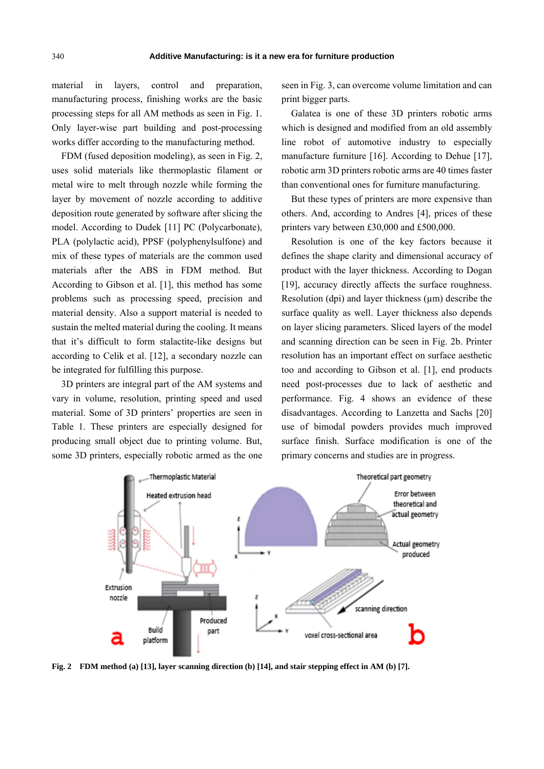material in layers, control and preparation, manufacturing process, finishing works are the basic processing steps for all AM methods as seen in Fig. 1. Only layer-wise part building and post-processing works differ according to the manufacturing method.

FDM (fused deposition modeling), as seen in Fig. 2, uses solid materials like thermoplastic filament or metal wire to melt through nozzle while forming the layer by movement of nozzle according to additive deposition route generated by software after slicing the model. According to Dudek [11] PC (Polycarbonate), PLA (polylactic acid), PPSF (polyphenylsulfone) and mix of these types of materials are the common used materials after the ABS in FDM method. But According to Gibson et al. [1], this method has some problems such as processing speed, precision and material density. Also a support material is needed to sustain the melted material during the cooling. It means that it's difficult to form stalactite-like designs but according to Celik et al. [12], a secondary nozzle can be integrated for fulfilling this purpose.

3D printers are integral part of the AM systems and vary in volume, resolution, printing speed and used material. Some of 3D printers' properties are seen in Table 1. These printers are especially designed for producing small object due to printing volume. But, some 3D printers, especially robotic armed as the one seen in Fig. 3, can overcome volume limitation and can print bigger parts.

Galatea is one of these 3D printers robotic arms which is designed and modified from an old assembly line robot of automotive industry to especially manufacture furniture [16]. According to Dehue [17], robotic arm 3D printers robotic arms are 40 times faster than conventional ones for furniture manufacturing.

But these types of printers are more expensive than others. And, according to Andres [4], prices of these printers vary between £30,000 and £500,000.

Resolution is one of the key factors because it defines the shape clarity and dimensional accuracy of product with the layer thickness. According to Dogan [19], accuracy directly affects the surface roughness. Resolution (dpi) and layer thickness (μm) describe the surface quality as well. Layer thickness also depends on layer slicing parameters. Sliced layers of the model and scanning direction can be seen in Fig. 2b. Printer resolution has an important effect on surface aesthetic too and according to Gibson et al. [1], end products need post-processes due to lack of aesthetic and performance. Fig. 4 shows an evidence of these disadvantages. According to Lanzetta and Sachs [20] use of bimodal powders provides much improved surface finish. Surface modification is one of the primary concerns and studies are in progress.

**Fig. 2 FDM method (a) [13], layer scanning direction (b) [14], and stair stepping effect in AM (b) [7].**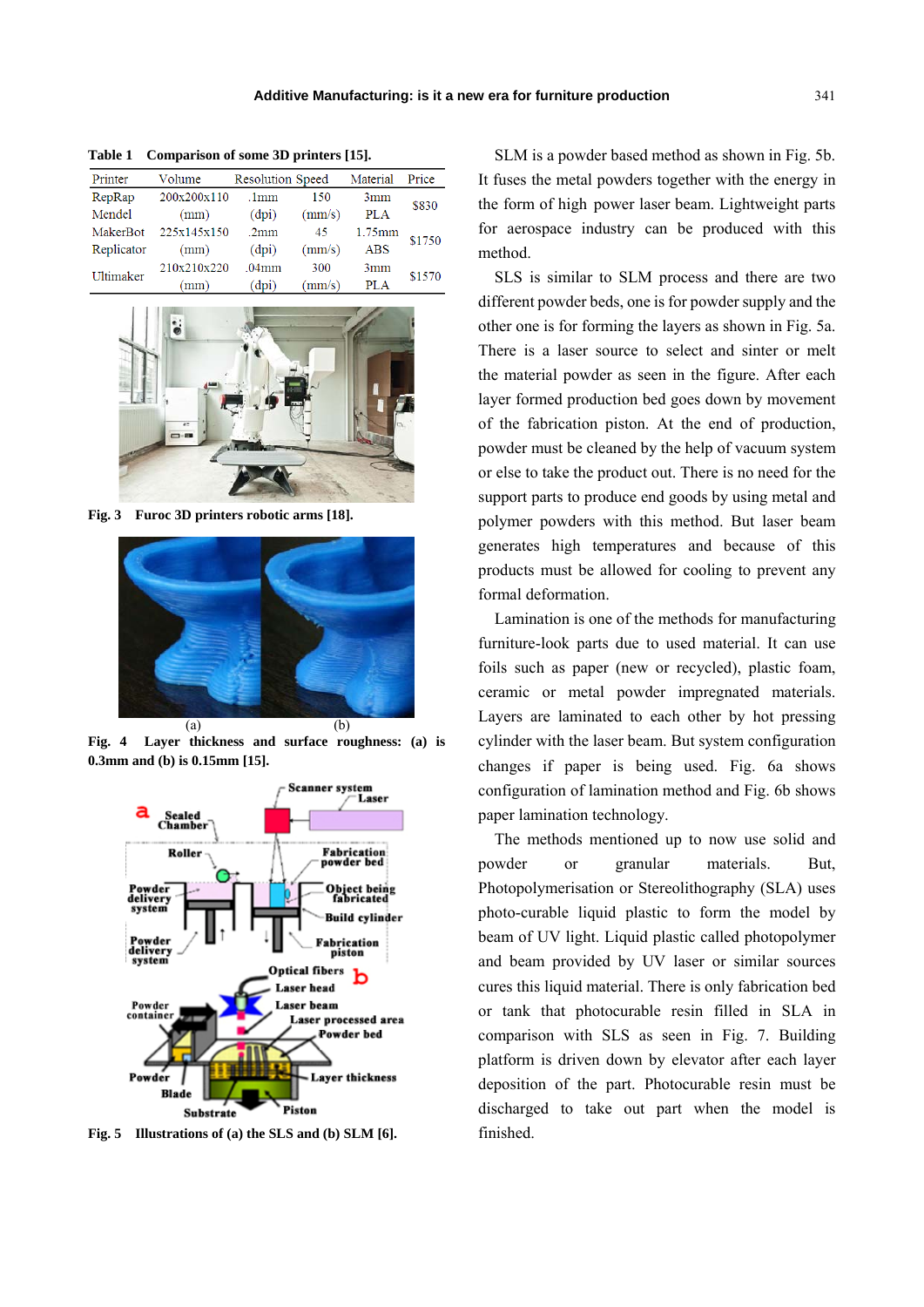**Table 1 Comparison of some 3D printers [15].**

| Printer | Volume | Resolution | Speed | Material | Price |
|---|---|---|---|---|---|
| RepRap Mendel | 200x200x110 (mm) | .1mm (dpi) | 150 (mm/s) | 3mm PLA | $830 |
| MakerBot Replicator | 225x145x150 (mm) | .2mm (dpi) | 45 (mm/s) | 1.75mm ABS | $1750 |
| Ultimaker | 210x210x220 (mm) | .04mm (dpi) | 300 (mm/s) | 3mm PLA | $1570 |

**Fig. 3 Furoc 3D printers robotic arms [18].**

**Fig. 4 Layer thickness and surface roughness: (a) is 0.3mm and (b) is 0.15mm [15].**

**Fig. 5 Illustrations of (a) the SLS and (b) SLM [6].**

SLM is a powder based method as shown in Fig. 5b. It fuses the metal powders together with the energy in the form of high power laser beam. Lightweight parts for aerospace industry can be produced with this method.

SLS is similar to SLM process and there are two different powder beds, one is for powder supply and the other one is for forming the layers as shown in Fig. 5a. There is a laser source to select and sinter or melt the material powder as seen in the figure. After each layer formed production bed goes down by movement of the fabrication piston. At the end of production, powder must be cleaned by the help of vacuum system or else to take the product out. There is no need for the support parts to produce end goods by using metal and polymer powders with this method. But laser beam generates high temperatures and because of this products must be allowed for cooling to prevent any formal deformation.

Lamination is one of the methods for manufacturing furniture-look parts due to used material. It can use foils such as paper (new or recycled), plastic foam, ceramic or metal powder impregnated materials. Layers are laminated to each other by hot pressing cylinder with the laser beam. But system configuration changes if paper is being used. Fig. 6a shows configuration of lamination method and Fig. 6b shows paper lamination technology.

The methods mentioned up to now use solid and powder or granular materials. But, Photopolymerisation or Stereolithography (SLA) uses photo-curable liquid plastic to form the model by beam of UV light. Liquid plastic called photopolymer and beam provided by UV laser or similar sources cures this liquid material. There is only fabrication bed or tank that photocurable resin filled in SLA in comparison with SLS as seen in Fig. 7. Building platform is driven down by elevator after each layer deposition of the part. Photocurable resin must be discharged to take out part when the model is finished.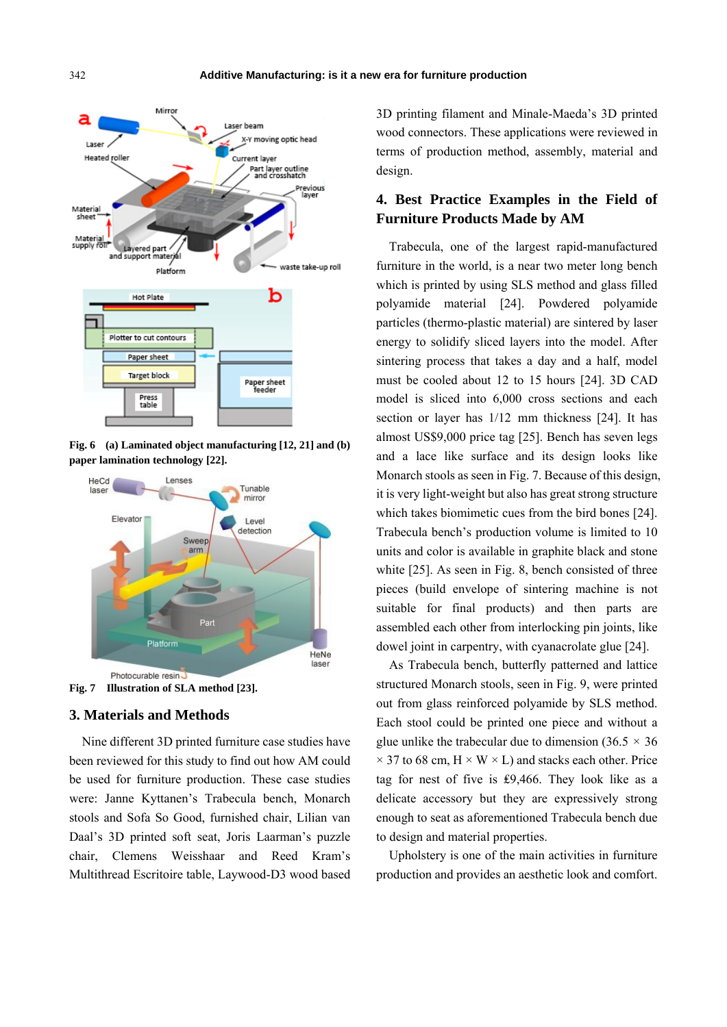Fig. 6 (a) Laminated object manufacturing [12, 21] and (b) paper lamination technology [22].

Fig. 7 Illustration of SLA method [23].

## 3. Materials and Methods

Nine different 3D printed furniture case studies have been reviewed for this study to find out how AM could be used for furniture production. These case studies were: Janne Kyttanen's Trabecula bench, Monarch stools and Sofa So Good, furnished chair, Lilian van Daal's 3D printed soft seat, Joris Laarman's puzzle chair, Clemens Weisshaar and Reed Kram's Multithread Escritoire table, Laywood-D3 wood based 3D printing filament and Minale-Maeda's 3D printed wood connectors. These applications were reviewed in terms of production method, assembly, material and design.

## 4. Best Practice Examples in the Field of Furniture Products Made by AM

Trabecula, one of the largest rapid-manufactured furniture in the world, is a near two meter long bench which is printed by using SLS method and glass filled polyamide material [24]. Powdered polyamide particles (thermo-plastic material) are sintered by laser energy to solidify sliced layers into the model. After sintering process that takes a day and a half, model must be cooled about 12 to 15 hours [24]. 3D CAD model is sliced into 6,000 cross sections and each section or layer has 1/12 mm thickness [24]. It has almost US$9,000 price tag [25]. Bench has seven legs and a lace like surface and its design looks like Monarch stools as seen in Fig. 7. Because of this design, it is very light-weight but also has great strong structure which takes biomimetic cues from the bird bones [24]. Trabecula bench's production volume is limited to 10 units and color is available in graphite black and stone white [25]. As seen in Fig. 8, bench consisted of three pieces (build envelope of sintering machine is not suitable for final products) and then parts are assembled each other from interlocking pin joints, like dowel joint in carpentry, with cyanacrolate glue [24].

As Trabecula bench, butterfly patterned and lattice structured Monarch stools, seen in Fig. 9, were printed out from glass reinforced polyamide by SLS method. Each stool could be printed one piece and without a glue unlike the trabecular due to dimension (36.5 × 36 × 37 to 68 cm, H × W × L) and stacks each other. Price tag for nest of five is £9,466. They look like as a delicate accessory but they are expressively strong enough to seat as aforementioned Trabecula bench due to design and material properties.

Upholstery is one of the main activities in furniture production and provides an aesthetic look and comfort.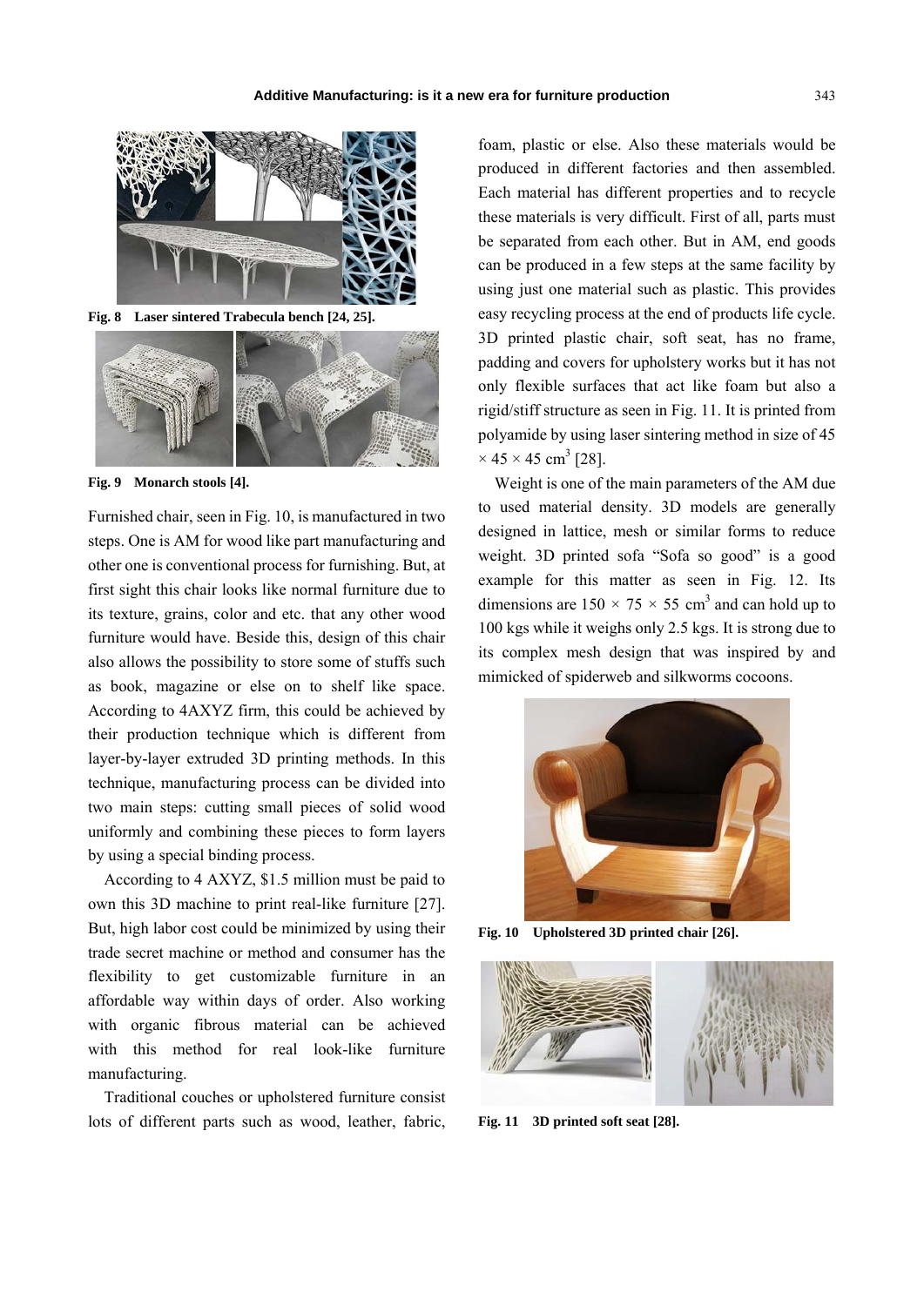Fig. 8 Laser sintered Trabecula bench [24, 25].

Fig. 9 Monarch stools [4].

Furnished chair, seen in Fig. 10, is manufactured in two steps. One is AM for wood like part manufacturing and other one is conventional process for furnishing. But, at first sight this chair looks like normal furniture due to its texture, grains, color and etc. that any other wood furniture would have. Beside this, design of this chair also allows the possibility to store some of stuffs such as book, magazine or else on to shelf like space. According to 4AXYZ firm, this could be achieved by their production technique which is different from layer-by-layer extruded 3D printing methods. In this technique, manufacturing process can be divided into two main steps: cutting small pieces of solid wood uniformly and combining these pieces to form layers by using a special binding process.

According to 4 AXYZ, $1.5 million must be paid to own this 3D machine to print real-like furniture [27]. But, high labor cost could be minimized by using their trade secret machine or method and consumer has the flexibility to get customizable furniture in an affordable way within days of order. Also working with organic fibrous material can be achieved with this method for real look-like furniture manufacturing.

Traditional couches or upholstered furniture consist lots of different parts such as wood, leather, fabric, foam, plastic or else. Also these materials would be produced in different factories and then assembled. Each material has different properties and to recycle these materials is very difficult. First of all, parts must be separated from each other. But in AM, end goods can be produced in a few steps at the same facility by using just one material such as plastic. This provides easy recycling process at the end of products life cycle. 3D printed plastic chair, soft seat, has no frame, padding and covers for upholstery works but it has not only flexible surfaces that act like foam but also a rigid/stiff structure as seen in Fig. 11. It is printed from polyamide by using laser sintering method in size of $45 \times 45 \times 45$ cm$^3$ [28].

Weight is one of the main parameters of the AM due to used material density. 3D models are generally designed in lattice, mesh or similar forms to reduce weight. 3D printed sofa "Sofa so good" is a good example for this matter as seen in Fig. 12. Its dimensions are $150 \times 75 \times 55$ cm$^3$ and can hold up to 100 kgs while it weighs only 2.5 kgs. It is strong due to its complex mesh design that was inspired by and mimicked of spiderweb and silkworms cocoons.

Fig. 10 Upholstered 3D printed chair [26].

Fig. 11 3D printed soft seat [28].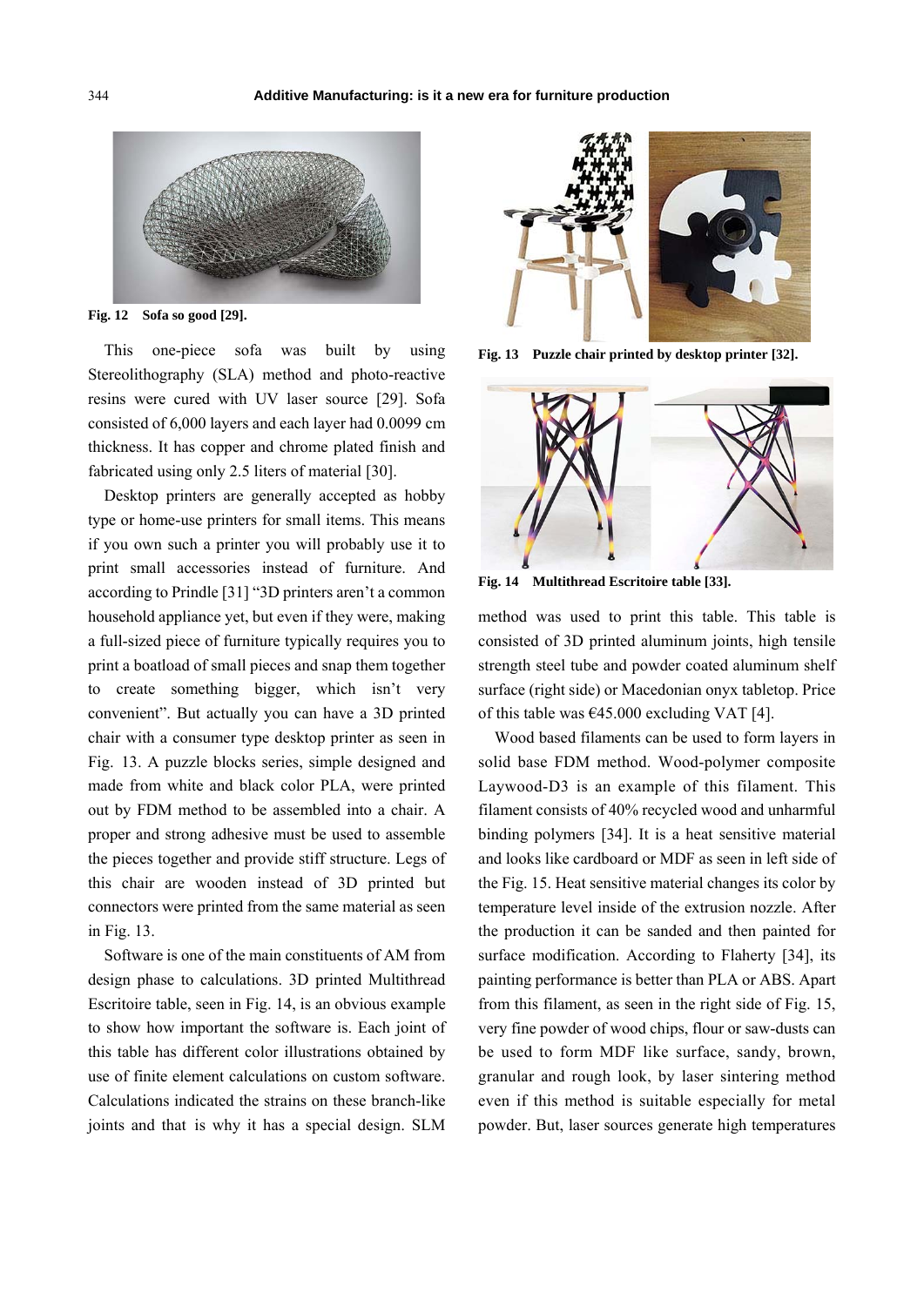Fig. 12 Sofa so good [29].

This one-piece sofa was built by using Stereolithography (SLA) method and photo-reactive resins were cured with UV laser source [29]. Sofa consisted of 6,000 layers and each layer had 0.0099 cm thickness. It has copper and chrome plated finish and fabricated using only 2.5 liters of material [30].

Desktop printers are generally accepted as hobby type or home-use printers for small items. This means if you own such a printer you will probably use it to print small accessories instead of furniture. And according to Prindle [31] "3D printers aren't a common household appliance yet, but even if they were, making a full-sized piece of furniture typically requires you to print a boatload of small pieces and snap them together to create something bigger, which isn't very convenient". But actually you can have a 3D printed chair with a consumer type desktop printer as seen in Fig. 13. A puzzle blocks series, simple designed and made from white and black color PLA, were printed out by FDM method to be assembled into a chair. A proper and strong adhesive must be used to assemble the pieces together and provide stiff structure. Legs of this chair are wooden instead of 3D printed but connectors were printed from the same material as seen in Fig. 13.

Software is one of the main constituents of AM from design phase to calculations. 3D printed Multithread Escritoire table, seen in Fig. 14, is an obvious example to show how important the software is. Each joint of this table has different color illustrations obtained by use of finite element calculations on custom software. Calculations indicated the strains on these branch-like joints and that is why it has a special design. SLM method was used to print this table. This table is consisted of 3D printed aluminum joints, high tensile strength steel tube and powder coated aluminum shelf surface (right side) or Macedonian onyx tabletop. Price of this table was €45.000 excluding VAT [4].

Fig. 13 Puzzle chair printed by desktop printer [32].

Fig. 14 Multithread Escritoire table [33].

Wood based filaments can be used to form layers in solid base FDM method. Wood-polymer composite Laywood-D3 is an example of this filament. This filament consists of 40% recycled wood and unharmful binding polymers [34]. It is a heat sensitive material and looks like cardboard or MDF as seen in left side of the Fig. 15. Heat sensitive material changes its color by temperature level inside of the extrusion nozzle. After the production it can be sanded and then painted for surface modification. According to Flaherty [34], its painting performance is better than PLA or ABS. Apart from this filament, as seen in the right side of Fig. 15, very fine powder of wood chips, flour or saw-dusts can be used to form MDF like surface, sandy, brown, granular and rough look, by laser sintering method even if this method is suitable especially for metal powder. But, laser sources generate high temperatures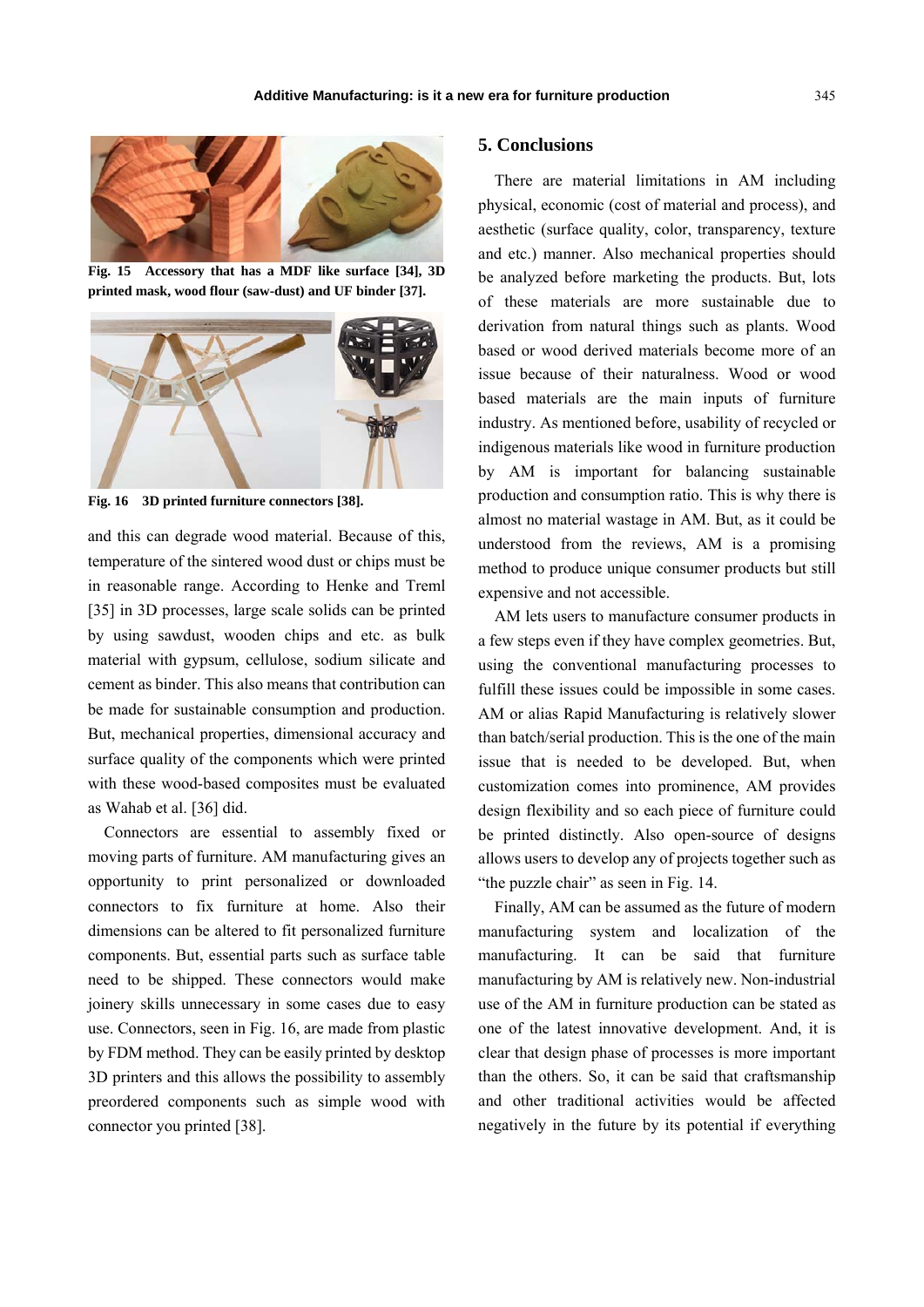Fig. 15 Accessory that has a MDF like surface [34], 3D printed mask, wood flour (saw-dust) and UF binder [37].

Fig. 16 3D printed furniture connectors [38].

and this can degrade wood material. Because of this, temperature of the sintered wood dust or chips must be in reasonable range. According to Henke and Treml [35] in 3D processes, large scale solids can be printed by using sawdust, wooden chips and etc. as bulk material with gypsum, cellulose, sodium silicate and cement as binder. This also means that contribution can be made for sustainable consumption and production. But, mechanical properties, dimensional accuracy and surface quality of the components which were printed with these wood-based composites must be evaluated as Wahab et al. [36] did.

Connectors are essential to assembly fixed or moving parts of furniture. AM manufacturing gives an opportunity to print personalized or downloaded connectors to fix furniture at home. Also their dimensions can be altered to fit personalized furniture components. But, essential parts such as surface table need to be shipped. These connectors would make joinery skills unnecessary in some cases due to easy use. Connectors, seen in Fig. 16, are made from plastic by FDM method. They can be easily printed by desktop 3D printers and this allows the possibility to assembly preordered components such as simple wood with connector you printed [38].

## 5. Conclusions

There are material limitations in AM including physical, economic (cost of material and process), and aesthetic (surface quality, color, transparency, texture and etc.) manner. Also mechanical properties should be analyzed before marketing the products. But, lots of these materials are more sustainable due to derivation from natural things such as plants. Wood based or wood derived materials become more of an issue because of their naturalness. Wood or wood based materials are the main inputs of furniture industry. As mentioned before, usability of recycled or indigenous materials like wood in furniture production by AM is important for balancing sustainable production and consumption ratio. This is why there is almost no material wastage in AM. But, as it could be understood from the reviews, AM is a promising method to produce unique consumer products but still expensive and not accessible.

AM lets users to manufacture consumer products in a few steps even if they have complex geometries. But, using the conventional manufacturing processes to fulfill these issues could be impossible in some cases. AM or alias Rapid Manufacturing is relatively slower than batch/serial production. This is the one of the main issue that is needed to be developed. But, when customization comes into prominence, AM provides design flexibility and so each piece of furniture could be printed distinctly. Also open-source of designs allows users to develop any of projects together such as "the puzzle chair" as seen in Fig. 14.

Finally, AM can be assumed as the future of modern manufacturing system and localization of the manufacturing. It can be said that furniture manufacturing by AM is relatively new. Non-industrial use of the AM in furniture production can be stated as one of the latest innovative development. And, it is clear that design phase of processes is more important than the others. So, it can be said that craftsmanship and other traditional activities would be affected negatively in the future by its potential if everything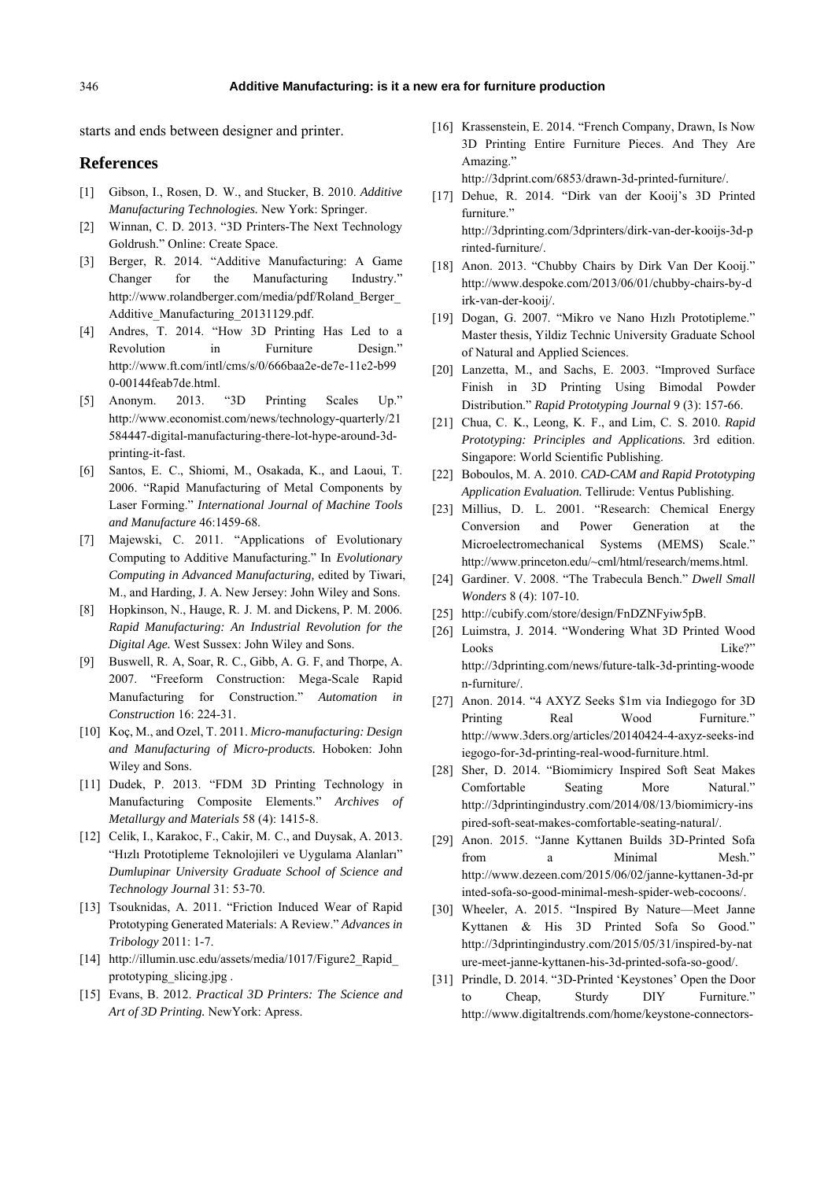starts and ends between designer and printer.

## References

[1] Gibson, I., Rosen, D. W., and Stucker, B. 2010. *Additive Manufacturing Technologies.* New York: Springer.

[2] Winnan, C. D. 2013. "3D Printers-The Next Technology Goldrush." Online: Create Space.

[3] Berger, R. 2014. "Additive Manufacturing: A Game Changer for the Manufacturing Industry." http://www.rolandberger.com/media/pdf/Roland_Berger_Additive_Manufacturing_20131129.pdf.

[4] Andres, T. 2014. "How 3D Printing Has Led to a Revolution in Furniture Design." http://www.ft.com/intl/cms/s/0/666baa2e-de7e-11e2-b990-00144feab7de.html.

[5] Anonym. 2013. "3D Printing Scales Up." http://www.economist.com/news/technology-quarterly/21584447-digital-manufacturing-there-lot-hype-around-3d-printing-it-fast.

[6] Santos, E. C., Shiomi, M., Osakada, K., and Laoui, T. 2006. "Rapid Manufacturing of Metal Components by Laser Forming." *International Journal of Machine Tools and Manufacture* 46:1459-68.

[7] Majewski, C. 2011. "Applications of Evolutionary Computing to Additive Manufacturing." In *Evolutionary Computing in Advanced Manufacturing,* edited by Tiwari, M., and Harding, J. A. New Jersey: John Wiley and Sons.

[8] Hopkinson, N., Hauge, R. J. M. and Dickens, P. M. 2006. *Rapid Manufacturing: An Industrial Revolution for the Digital Age.* West Sussex: John Wiley and Sons.

[9] Buswell, R. A, Soar, R. C., Gibb, A. G. F, and Thorpe, A. 2007. "Freeform Construction: Mega-Scale Rapid Manufacturing for Construction." *Automation in Construction* 16: 224-31.

[10] Koç, M., and Ozel, T. 2011. *Micro-manufacturing: Design and Manufacturing of Micro-products.* Hoboken: John Wiley and Sons.

[11] Dudek, P. 2013. "FDM 3D Printing Technology in Manufacturing Composite Elements." *Archives of Metallurgy and Materials* 58 (4): 1415-8.

[12] Celik, I., Karakoc, F., Cakir, M. C., and Duysak, A. 2013. "Hızlı Prototipleme Teknolojileri ve Uygulama Alanları" *Dumlupinar University Graduate School of Science and Technology Journal* 31: 53-70.

[13] Tsouknidas, A. 2011. "Friction Induced Wear of Rapid Prototyping Generated Materials: A Review." *Advances in Tribology* 2011: 1-7.

[14] http://illumin.usc.edu/assets/media/1017/Figure2_Rapid_prototyping_slicing.jpg .

[15] Evans, B. 2012. *Practical 3D Printers: The Science and Art of 3D Printing.* NewYork: Apress.

[16] Krassenstein, E. 2014. "French Company, Drawn, Is Now 3D Printing Entire Furniture Pieces. And They Are Amazing." http://3dprint.com/6853/drawn-3d-printed-furniture/.

[17] Dehue, R. 2014. "Dirk van der Kooij's 3D Printed furniture." http://3dprinting.com/3dprinters/dirk-van-der-kooijs-3d-printed-furniture/.

[18] Anon. 2013. "Chubby Chairs by Dirk Van Der Kooij." http://www.despoke.com/2013/06/01/chubby-chairs-by-dirk-van-der-kooij/.

[19] Dogan, G. 2007. "Mikro ve Nano Hızlı Prototipleme." Master thesis, Yildiz Technic University Graduate School of Natural and Applied Sciences.

[20] Lanzetta, M., and Sachs, E. 2003. "Improved Surface Finish in 3D Printing Using Bimodal Powder Distribution." *Rapid Prototyping Journal* 9 (3): 157-66.

[21] Chua, C. K., Leong, K. F., and Lim, C. S. 2010. *Rapid Prototyping: Principles and Applications.* 3rd edition. Singapore: World Scientific Publishing.

[22] Boboulos, M. A. 2010. *CAD-CAM and Rapid Prototyping Application Evaluation.* Tellirude: Ventus Publishing.

[23] Millius, D. L. 2001. "Research: Chemical Energy Conversion and Power Generation at the Microelectromechanical Systems (MEMS) Scale." http://www.princeton.edu/~cml/html/research/mems.html.

[24] Gardiner. V. 2008. "The Trabecula Bench." *Dwell Small Wonders* 8 (4): 107-10.

[25] http://cubify.com/store/design/FnDZNFyiw5pB.

[26] Luimstra, J. 2014. "Wondering What 3D Printed Wood Looks Like?" http://3dprinting.com/news/future-talk-3d-printing-wooden-furniture/.

[27] Anon. 2014. "4 AXYZ Seeks $1m via Indiegogo for 3D Printing Real Wood Furniture." http://www.3ders.org/articles/20140424-4-axyz-seeks-indiegogo-for-3d-printing-real-wood-furniture.html.

[28] Sher, D. 2014. "Biomimicry Inspired Soft Seat Makes Comfortable Seating More Natural." http://3dprintingindustry.com/2014/08/13/biomimicry-inspired-soft-seat-makes-comfortable-seating-natural/.

[29] Anon. 2015. "Janne Kyttanen Builds 3D-Printed Sofa from a Minimal Mesh." http://www.dezeen.com/2015/06/02/janne-kyttanen-3d-printed-sofa-so-good-minimal-mesh-spider-web-cocoons/.

[30] Wheeler, A. 2015. "Inspired By Nature—Meet Janne Kyttanen & His 3D Printed Sofa So Good." http://3dprintingindustry.com/2015/05/31/inspired-by-nature-meet-janne-kyttanen-his-3d-printed-sofa-so-good/.

[31] Prindle, D. 2014. "3D-Printed 'Keystones' Open the Door to Cheap, Sturdy DIY Furniture." http://www.digitaltrends.com/home/keystone-connectors-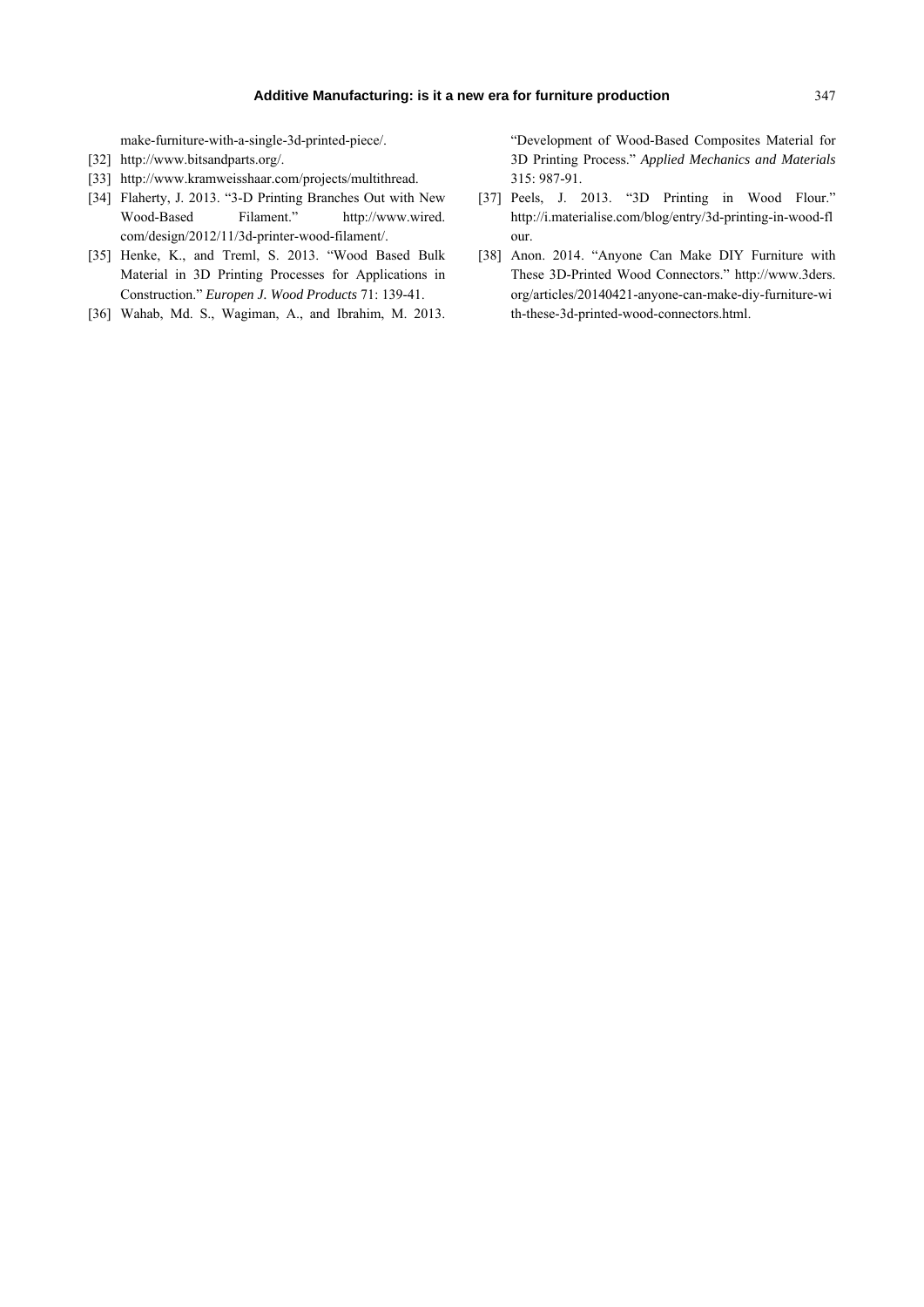make-furniture-with-a-single-3d-printed-piece/.

[32] http://www.bitsandparts.org/.

[33] http://www.kramweisshaar.com/projects/multithread.

[34] Flaherty, J. 2013. "3-D Printing Branches Out with New Wood-Based Filament." http://www.wired.com/design/2012/11/3d-printer-wood-filament/.

[35] Henke, K., and Treml, S. 2013. "Wood Based Bulk Material in 3D Printing Processes for Applications in Construction." *Europen J. Wood Products* 71: 139-41.

[36] Wahab, Md. S., Wagiman, A., and Ibrahim, M. 2013. "Development of Wood-Based Composites Material for 3D Printing Process." *Applied Mechanics and Materials* 315: 987-91.

[37] Peels, J. 2013. "3D Printing in Wood Flour." http://i.materialise.com/blog/entry/3d-printing-in-wood-flour.

[38] Anon. 2014. "Anyone Can Make DIY Furniture with These 3D-Printed Wood Connectors." http://www.3ders.org/articles/20140421-anyone-can-make-diy-furniture-with-these-3d-printed-wood-connectors.html.